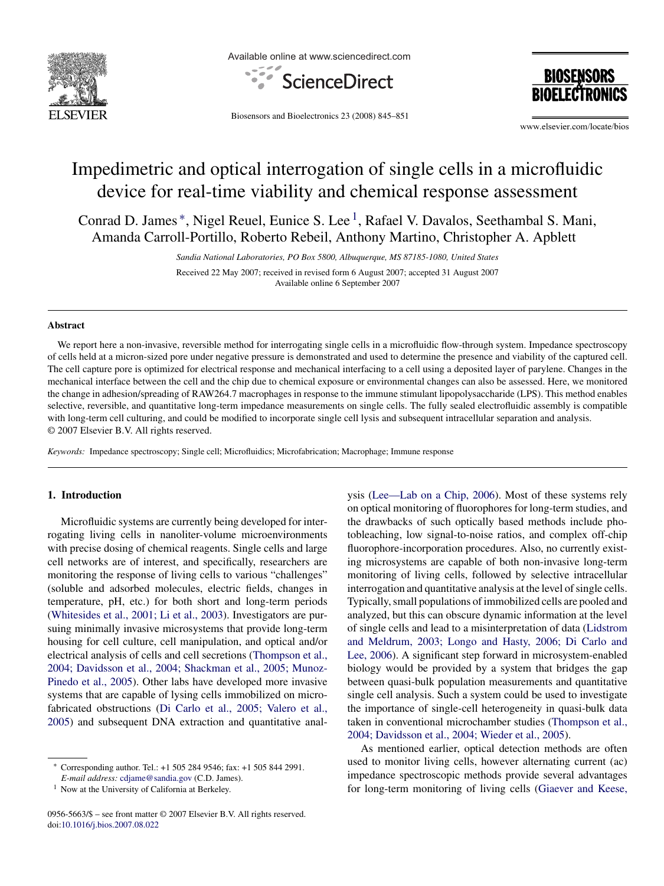# Impedimetric and optical interrogation of single cells in a microfluidic device for real-time viability and chemical response assessment

Conrad D. James [*], Nigel Reuel, Eunice S. Lee [1], Rafael V. Davalos, Seethambal S. Mani, Amanda Carroll-Portillo, Roberto Rebeil, Anthony Martino, Christopher A. Apblett

*Sandia National Laboratories, PO Box 5800, Albuquerque, MS 87185-1080, United States*

Received 22 May 2007; received in revised form 6 August 2007; accepted 31 August 2007
Available online 6 September 2007

## Abstract

We report here a non-invasive, reversible method for interrogating single cells in a microfluidic flow-through system. Impedance spectroscopy of cells held at a micron-sized pore under negative pressure is demonstrated and used to determine the presence and viability of the captured cell. The cell capture pore is optimized for electrical response and mechanical interfacing to a cell using a deposited layer of parylene. Changes in the mechanical interface between the cell and the chip due to chemical exposure or environmental changes can also be assessed. Here, we monitored the change in adhesion/spreading of RAW264.7 macrophages in response to the immune stimulant lipopolysaccharide (LPS). This method enables selective, reversible, and quantitative long-term impedance measurements on single cells. The fully sealed electrofluidic assembly is compatible with long-term cell culturing, and could be modified to incorporate single cell lysis and subsequent intracellular separation and analysis.
© 2007 Elsevier B.V. All rights reserved.

*Keywords:* Impedance spectroscopy; Single cell; Microfluidics; Microfabrication; Macrophage; Immune response

## 1. Introduction

Microfluidic systems are currently being developed for interrogating living cells in nanoliter-volume microenvironments with precise dosing of chemical reagents. Single cells and large cell networks are of interest, and specifically, researchers are monitoring the response of living cells to various "challenges" (soluble and adsorbed molecules, electric fields, changes in temperature, pH, etc.) for both short and long-term periods (Whitesides et al., 2001; Li et al., 2003). Investigators are pursuing minimally invasive microsystems that provide long-term housing for cell culture, cell manipulation, and optical and/or electrical analysis of cells and cell secretions (Thompson et al., 2004; Davidsson et al., 2004; Shackman et al., 2005; Munoz-Pinedo et al., 2005). Other labs have developed more invasive systems that are capable of lysing cells immobilized on microfabricated obstructions (Di Carlo et al., 2005; Valero et al., 2005) and subsequent DNA extraction and quantitative analysis (Lee—Lab on a Chip, 2006). Most of these systems rely on optical monitoring of fluorophores for long-term studies, and the drawbacks of such optically based methods include photobleaching, low signal-to-noise ratios, and complex off-chip fluorophore-incorporation procedures. Also, no currently existing microsystems are capable of both non-invasive long-term monitoring of living cells, followed by selective intracellular interrogation and quantitative analysis at the level of single cells. Typically, small populations of immobilized cells are pooled and analyzed, but this can obscure dynamic information at the level of single cells and lead to a misinterpretation of data (Lidstrom and Meldrum, 2003; Longo and Hasty, 2006; Di Carlo and Lee, 2006). A significant step forward in microsystem-enabled biology would be provided by a system that bridges the gap between quasi-bulk population measurements and quantitative single cell analysis. Such a system could be used to investigate the importance of single-cell heterogeneity in quasi-bulk data taken in conventional microchamber studies (Thompson et al., 2004; Davidsson et al., 2004; Wieder et al., 2005).

As mentioned earlier, optical detection methods are often used to monitor living cells, however alternating current (ac) impedance spectroscopic methods provide several advantages for long-term monitoring of living cells (Giaever and Keese,

---

[*] Corresponding author. Tel.: +1 505 284 9546; fax: +1 505 844 2991.
*E-mail address:* cdjame@sandia.gov (C.D. James).

[1] Now at the University of California at Berkeley.

0956-5663/$ – see front matter © 2007 Elsevier B.V. All rights reserved.
doi:10.1016/j.bios.2007.08.022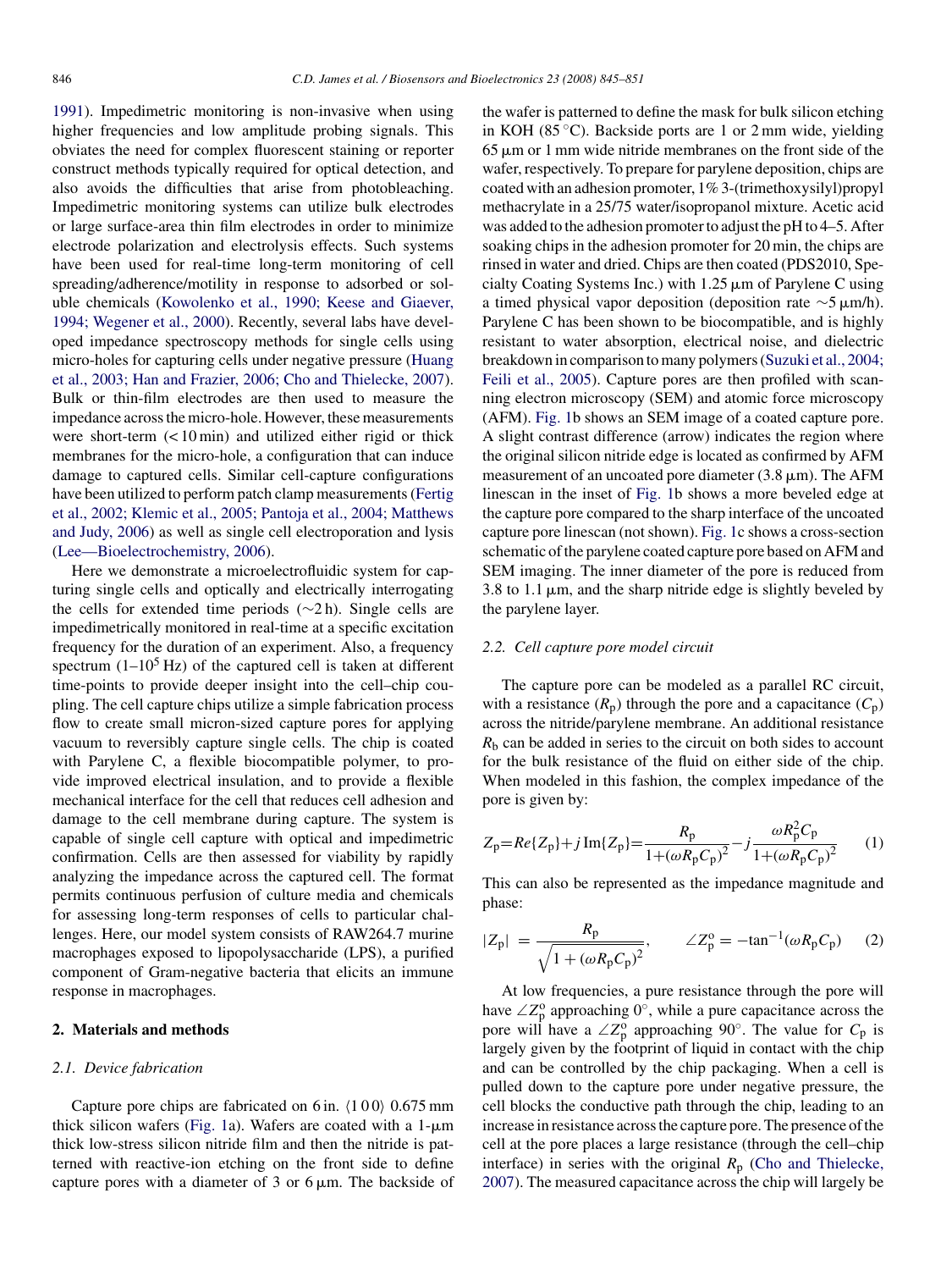1991). Impedimetric monitoring is non-invasive when using higher frequencies and low amplitude probing signals. This obviates the need for complex fluorescent staining or reporter construct methods typically required for optical detection, and also avoids the difficulties that arise from photobleaching. Impedimetric monitoring systems can utilize bulk electrodes or large surface-area thin film electrodes in order to minimize electrode polarization and electrolysis effects. Such systems have been used for real-time long-term monitoring of cell spreading/adherence/motility in response to adsorbed or soluble chemicals (Kowolenko et al., 1990; Keese and Giaever, 1994; Wegener et al., 2000). Recently, several labs have developed impedance spectroscopy methods for single cells using micro-holes for capturing cells under negative pressure (Huang et al., 2003; Han and Frazier, 2006; Cho and Thielecke, 2007). Bulk or thin-film electrodes are then used to measure the impedance across the micro-hole. However, these measurements were short-term (< 10 min) and utilized either rigid or thick membranes for the micro-hole, a configuration that can induce damage to captured cells. Similar cell-capture configurations have been utilized to perform patch clamp measurements (Fertig et al., 2002; Klemic et al., 2005; Pantoja et al., 2004; Matthews and Judy, 2006) as well as single cell electroporation and lysis (Lee—Bioelectrochemistry, 2006).

Here we demonstrate a microelectrofluidic system for capturing single cells and optically and electrically interrogating the cells for extended time periods (~2 h). Single cells are impedimetrically monitored in real-time at a specific excitation frequency for the duration of an experiment. Also, a frequency spectrum (1–$10^5$ Hz) of the captured cell is taken at different time-points to provide deeper insight into the cell–chip coupling. The cell capture chips utilize a simple fabrication process flow to create small micron-sized capture pores for applying vacuum to reversibly capture single cells. The chip is coated with Parylene C, a flexible biocompatible polymer, to provide improved electrical insulation, and to provide a flexible mechanical interface for the cell that reduces cell adhesion and damage to the cell membrane during capture. The system is capable of single cell capture with optical and impedimetric confirmation. Cells are then assessed for viability by rapidly analyzing the impedance across the captured cell. The format permits continuous perfusion of culture media and chemicals for assessing long-term responses of cells to particular challenges. Here, our model system consists of RAW264.7 murine macrophages exposed to lipopolysaccharide (LPS), a purified component of Gram-negative bacteria that elicits an immune response in macrophages.

## 2. Materials and methods

### 2.1. Device fabrication

Capture pore chips are fabricated on 6 in. ⟨1 0 0⟩ 0.675 mm thick silicon wafers (Fig. 1a). Wafers are coated with a 1-μm thick low-stress silicon nitride film and then the nitride is patterned with reactive-ion etching on the front side to define capture pores with a diameter of 3 or 6 μm. The backside of the wafer is patterned to define the mask for bulk silicon etching in KOH (85 °C). Backside ports are 1 or 2 mm wide, yielding 65 μm or 1 mm wide nitride membranes on the front side of the wafer, respectively. To prepare for parylene deposition, chips are coated with an adhesion promoter, 1% 3-(trimethoxysilyl)propyl methacrylate in a 25/75 water/isopropanol mixture. Acetic acid was added to the adhesion promoter to adjust the pH to 4–5. After soaking chips in the adhesion promoter for 20 min, the chips are rinsed in water and dried. Chips are then coated (PDS2010, Specialty Coating Systems Inc.) with 1.25 μm of Parylene C using a timed physical vapor deposition (deposition rate ~5 μm/h). Parylene C has been shown to be biocompatible, and is highly resistant to water absorption, electrical noise, and dielectric breakdown in comparison to many polymers (Suzuki et al., 2004; Feili et al., 2005). Capture pores are then profiled with scanning electron microscopy (SEM) and atomic force microscopy (AFM). Fig. 1b shows an SEM image of a coated capture pore. A slight contrast difference (arrow) indicates the region where the original silicon nitride edge is located as confirmed by AFM measurement of an uncoated pore diameter (3.8 μm). The AFM linescan in the inset of Fig. 1b shows a more beveled edge at the capture pore compared to the sharp interface of the uncoated capture pore linescan (not shown). Fig. 1c shows a cross-section schematic of the parylene coated capture pore based on AFM and SEM imaging. The inner diameter of the pore is reduced from 3.8 to 1.1 μm, and the sharp nitride edge is slightly beveled by the parylene layer.

### 2.2. Cell capture pore model circuit

The capture pore can be modeled as a parallel RC circuit, with a resistance ($R_p$) through the pore and a capacitance ($C_p$) across the nitride/parylene membrane. An additional resistance $R_b$ can be added in series to the circuit on both sides to account for the bulk resistance of the fluid on either side of the chip. When modeled in this fashion, the complex impedance of the pore is given by:

$$Z_p = Re\{Z_p\} + j\,\mathrm{Im}\{Z_p\} = \frac{R_p}{1+(\omega R_p C_p)^2} - j\frac{\omega R_p^2 C_p}{1+(\omega R_p C_p)^2} \qquad (1)$$

This can also be represented as the impedance magnitude and phase:

$$|Z_p| = \frac{R_p}{\sqrt{1+(\omega R_p C_p)^2}}, \qquad \angle Z_p^{o} = -\tan^{-1}(\omega R_p C_p) \qquad (2)$$

At low frequencies, a pure resistance through the pore will have $\angle Z_p^{o}$ approaching 0°, while a pure capacitance across the pore will have a $\angle Z_p^{o}$ approaching 90°. The value for $C_p$ is largely given by the footprint of liquid in contact with the chip and can be controlled by the chip packaging. When a cell is pulled down to the capture pore under negative pressure, the cell blocks the conductive path through the chip, leading to an increase in resistance across the capture pore. The presence of the cell at the pore places a large resistance (through the cell–chip interface) in series with the original $R_p$ (Cho and Thielecke, 2007). The measured capacitance across the chip will largely be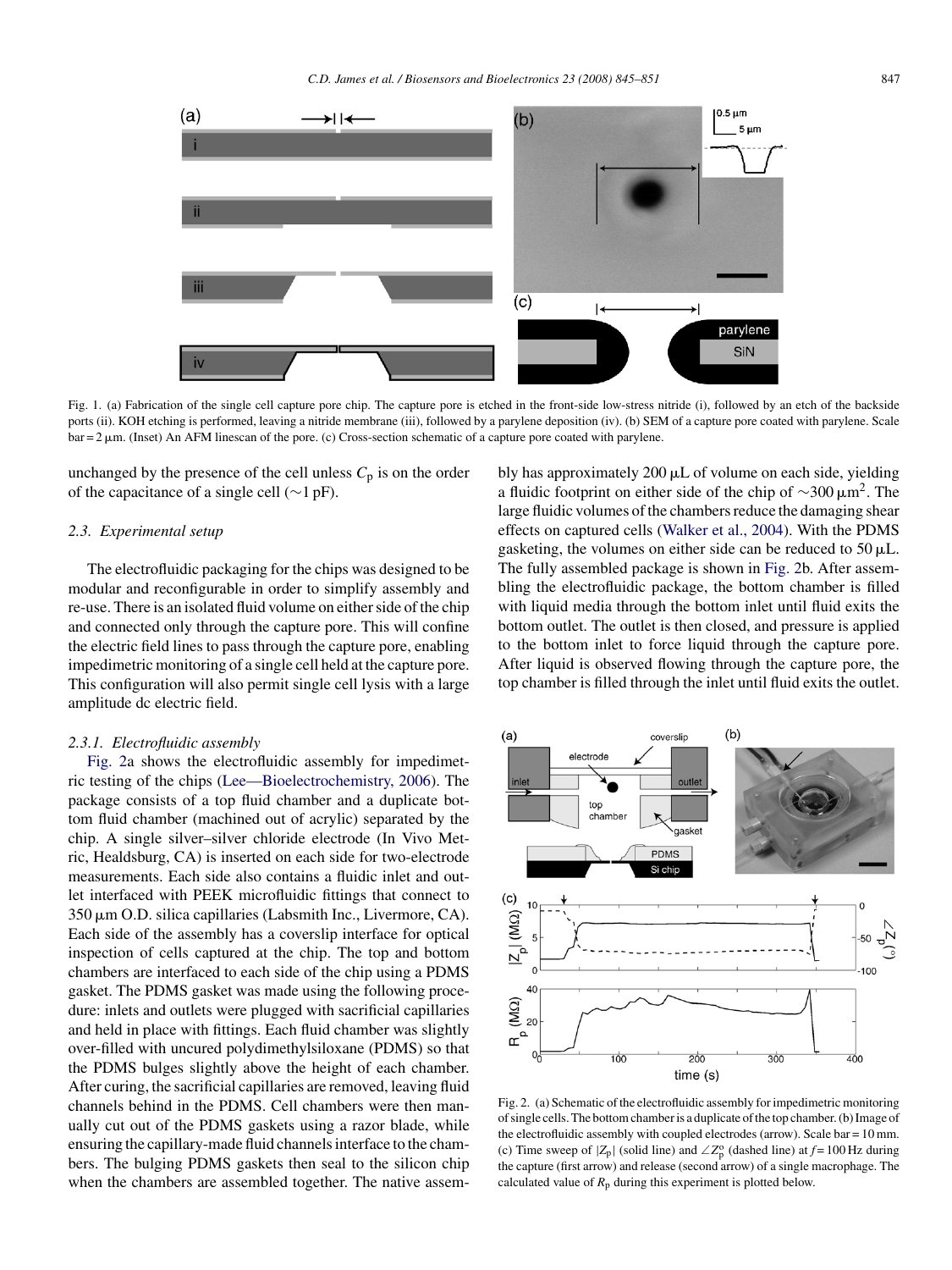Fig. 1. (a) Fabrication of the single cell capture pore chip. The capture pore is etched in the front-side low-stress nitride (i), followed by an etch of the backside ports (ii). KOH etching is performed, leaving a nitride membrane (iii), followed by a parylene deposition (iv). (b) SEM of a capture pore coated with parylene. Scale bar = 2 μm. (Inset) An AFM linescan of the pore. (c) Cross-section schematic of a capture pore coated with parylene.

unchanged by the presence of the cell unless $C_p$ is on the order of the capacitance of a single cell (~1 pF).

### 2.3. Experimental setup

The electrofluidic packaging for the chips was designed to be modular and reconfigurable in order to simplify assembly and re-use. There is an isolated fluid volume on either side of the chip and connected only through the capture pore. This will confine the electric field lines to pass through the capture pore, enabling impedimetric monitoring of a single cell held at the capture pore. This configuration will also permit single cell lysis with a large amplitude dc electric field.

#### 2.3.1. Electrofluidic assembly

Fig. 2a shows the electrofluidic assembly for impedimetric testing of the chips (Lee—Bioelectrochemistry, 2006). The package consists of a top fluid chamber and a duplicate bottom fluid chamber (machined out of acrylic) separated by the chip. A single silver–silver chloride electrode (In Vivo Metric, Healdsburg, CA) is inserted on each side for two-electrode measurements. Each side also contains a fluidic inlet and outlet interfaced with PEEK microfluidic fittings that connect to 350 μm O.D. silica capillaries (Labsmith Inc., Livermore, CA). Each side of the assembly has a coverslip interface for optical inspection of cells captured at the chip. The top and bottom chambers are interfaced to each side of the chip using a PDMS gasket. The PDMS gasket was made using the following procedure: inlets and outlets were plugged with sacrificial capillaries and held in place with fittings. Each fluid chamber was slightly over-filled with uncured polydimethylsiloxane (PDMS) so that the PDMS bulges slightly above the height of each chamber. After curing, the sacrificial capillaries are removed, leaving fluid channels behind in the PDMS. Cell chambers were then manually cut out of the PDMS gaskets using a razor blade, while ensuring the capillary-made fluid channels interface to the chambers. The bulging PDMS gaskets then seal to the silicon chip when the chambers are assembled together. The native assembly has approximately 200 μL of volume on each side, yielding a fluidic footprint on either side of the chip of ~300 μm$^2$. The large fluidic volumes of the chambers reduce the damaging shear effects on captured cells (Walker et al., 2004). With the PDMS gasketing, the volumes on either side can be reduced to 50 μL. The fully assembled package is shown in Fig. 2b. After assembling the electrofluidic package, the bottom chamber is filled with liquid media through the bottom inlet until fluid exits the bottom outlet. The outlet is then closed, and pressure is applied to the bottom inlet to force liquid through the capture pore. After liquid is observed flowing through the capture pore, the top chamber is filled through the inlet until fluid exits the outlet.

Fig. 2. (a) Schematic of the electrofluidic assembly for impedimetric monitoring of single cells. The bottom chamber is a duplicate of the top chamber. (b) Image of the electrofluidic assembly with coupled electrodes (arrow). Scale bar = 10 mm. (c) Time sweep of $|Z_p|$ (solid line) and $\angle Z_p^o$ (dashed line) at $f$ = 100 Hz during the capture (first arrow) and release (second arrow) of a single macrophage. The calculated value of $R_p$ during this experiment is plotted below.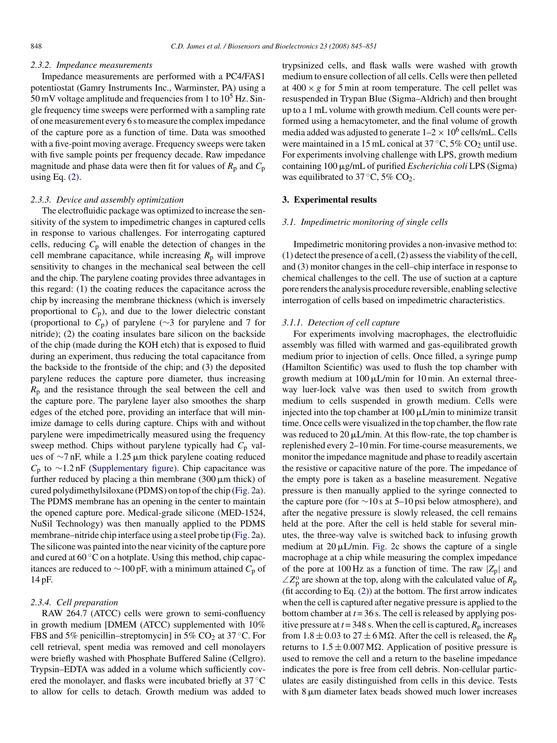#### 2.3.2. Impedance measurements

Impedance measurements are performed with a PC4/FAS1 potentiostat (Gamry Instruments Inc., Warminster, PA) using a 50 mV voltage amplitude and frequencies from 1 to $10^5$ Hz. Single frequency time sweeps were performed with a sampling rate of one measurement every 6 s to measure the complex impedance of the capture pore as a function of time. Data was smoothed with a five-point moving average. Frequency sweeps were taken with five sample points per frequency decade. Raw impedance magnitude and phase data were then fit for values of $R_p$ and $C_p$ using Eq. (2).

#### 2.3.3. Device and assembly optimization

The electrofluidic package was optimized to increase the sensitivity of the system to impedimetric changes in captured cells in response to various challenges. For interrogating captured cells, reducing $C_p$ will enable the detection of changes in the cell membrane capacitance, while increasing $R_p$ will improve sensitivity to changes in the mechanical seal between the cell and the chip. The parylene coating provides three advantages in this regard: (1) the coating reduces the capacitance across the chip by increasing the membrane thickness (which is inversely proportional to $C_p$), and due to the lower dielectric constant (proportional to $C_p$) of parylene (∼3 for parylene and 7 for nitride); (2) the coating insulates bare silicon on the backside of the chip (made during the KOH etch) that is exposed to fluid during an experiment, thus reducing the total capacitance from the backside to the frontside of the chip; and (3) the deposited parylene reduces the capture pore diameter, thus increasing $R_p$ and the resistance through the seal between the cell and the capture pore. The parylene layer also smoothes the sharp edges of the etched pore, providing an interface that will minimize damage to cells during capture. Chips with and without parylene were impedimetrically measured using the frequency sweep method. Chips without parylene typically had $C_p$ values of ∼7 nF, while a 1.25 μm thick parylene coating reduced $C_p$ to ∼1.2 nF (Supplementary figure). Chip capacitance was further reduced by placing a thin membrane (300 μm thick) of cured polydimethylsiloxane (PDMS) on top of the chip (Fig. 2a). The PDMS membrane has an opening in the center to maintain the opened capture pore. Medical-grade silicone (MED-1524, NuSil Technology) was then manually applied to the PDMS membrane–nitride chip interface using a steel probe tip (Fig. 2a). The silicone was painted into the near vicinity of the capture pore and cured at 60 °C on a hotplate. Using this method, chip capacitances are reduced to ∼100 pF, with a minimum attained $C_p$ of 14 pF.

#### 2.3.4. Cell preparation

RAW 264.7 (ATCC) cells were grown to semi-confluency in growth medium [DMEM (ATCC) supplemented with 10% FBS and 5% penicillin–streptomycin] in 5% $CO_2$ at 37 °C. For cell retrieval, spent media was removed and cell monolayers were briefly washed with Phosphate Buffered Saline (Cellgro). Trypsin–EDTA was added in a volume which sufficiently covered the monolayer, and flasks were incubated briefly at 37 °C to allow for cells to detach. Growth medium was added to trypsinized cells, and flask walls were washed with growth medium to ensure collection of all cells. Cells were then pelleted at 400 × *g* for 5 min at room temperature. The cell pellet was resuspended in Trypan Blue (Sigma–Aldrich) and then brought up to a 1 mL volume with growth medium. Cell counts were performed using a hemacytometer, and the final volume of growth media added was adjusted to generate 1–2 × $10^6$ cells/mL. Cells were maintained in a 15 mL conical at 37 °C, 5% $CO_2$ until use. For experiments involving challenge with LPS, growth medium containing 100 μg/mL of purified *Escherichia coli* LPS (Sigma) was equilibrated to 37 °C, 5% $CO_2$.

## 3. Experimental results

### 3.1. Impedimetric monitoring of single cells

Impedimetric monitoring provides a non-invasive method to: (1) detect the presence of a cell, (2) assess the viability of the cell, and (3) monitor changes in the cell–chip interface in response to chemical challenges to the cell. The use of suction at a capture pore renders the analysis procedure reversible, enabling selective interrogation of cells based on impedimetric characteristics.

#### 3.1.1. Detection of cell capture

For experiments involving macrophages, the electrofluidic assembly was filled with warmed and gas-equilibrated growth medium prior to injection of cells. Once filled, a syringe pump (Hamilton Scientific) was used to flush the top chamber with growth medium at 100 μL/min for 10 min. An external three-way luer-lock valve was then used to switch from growth medium to cells suspended in growth medium. Cells were injected into the top chamber at 100 μL/min to minimize transit time. Once cells were visualized in the top chamber, the flow rate was reduced to 20 μL/min. At this flow-rate, the top chamber is replenished every 2–10 min. For time-course measurements, we monitor the impedance magnitude and phase to readily ascertain the resistive or capacitive nature of the pore. The impedance of the empty pore is taken as a baseline measurement. Negative pressure is then manually applied to the syringe connected to the capture pore (for ∼10 s at 5–10 psi below atmosphere), and after the negative pressure is slowly released, the cell remains held at the pore. After the cell is held stable for several minutes, the three-way valve is switched back to infusing growth medium at 20 μL/min. Fig. 2c shows the capture of a single macrophage at a chip while measuring the complex impedance of the pore at 100 Hz as a function of time. The raw $|Z_p|$ and $\angle Z_p^o$ are shown at the top, along with the calculated value of $R_p$ (fit according to Eq. (2)) at the bottom. The first arrow indicates when the cell is captured after negative pressure is applied to the bottom chamber at $t = 36$ s. The cell is released by applying positive pressure at $t = 348$ s. When the cell is captured, $R_p$ increases from 1.8 ± 0.03 to 27 ± 6 MΩ. After the cell is released, the $R_p$ returns to 1.5 ± 0.007 MΩ. Application of positive pressure is used to remove the cell and a return to the baseline impedance indicates the pore is free from cell debris. Non-cellular particulates are easily distinguished from cells in this device. Tests with 8 μm diameter latex beads showed much lower increases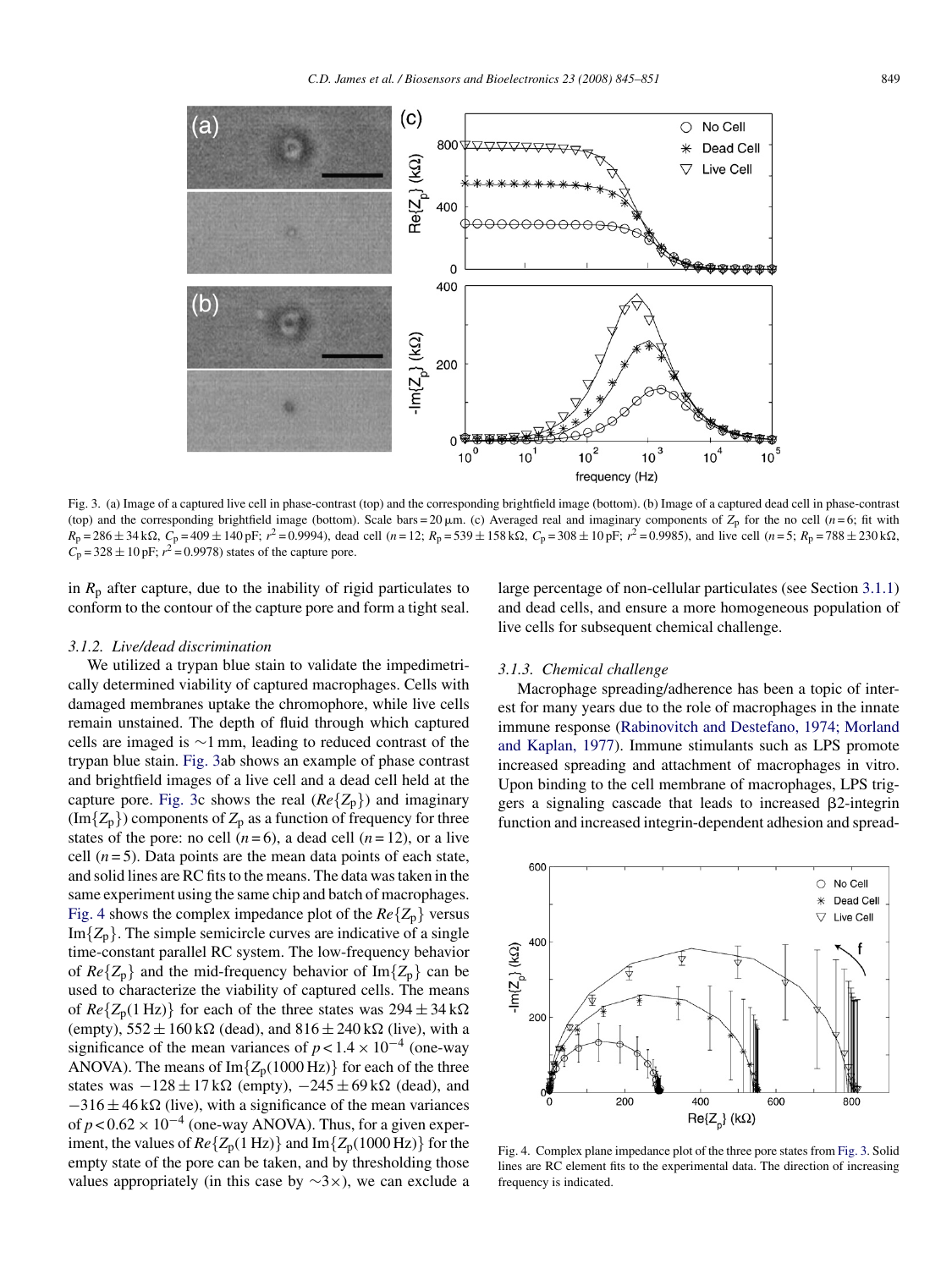Fig. 3. (a) Image of a captured live cell in phase-contrast (top) and the corresponding brightfield image (bottom). (b) Image of a captured dead cell in phase-contrast (top) and the corresponding brightfield image (bottom). Scale bars = 20 μm. (c) Averaged real and imaginary components of $Z_p$ for the no cell ($n$ = 6; fit with $R_p$ = 286 ± 34 kΩ, $C_p$ = 409 ± 140 pF; $r^2$ = 0.9994), dead cell ($n$ = 12; $R_p$ = 539 ± 158 kΩ, $C_p$ = 308 ± 10 pF; $r^2$ = 0.9985), and live cell ($n$ = 5; $R_p$ = 788 ± 230 kΩ, $C_p$ = 328 ± 10 pF; $r^2$ = 0.9978) states of the capture pore.

in $R_p$ after capture, due to the inability of rigid particulates to conform to the contour of the capture pore and form a tight seal.

### 3.1.2. Live/dead discrimination

We utilized a trypan blue stain to validate the impedimetrically determined viability of captured macrophages. Cells with damaged membranes uptake the chromophore, while live cells remain unstained. The depth of fluid through which captured cells are imaged is ∼1 mm, leading to reduced contrast of the trypan blue stain. Fig. 3ab shows an example of phase contrast and brightfield images of a live cell and a dead cell held at the capture pore. Fig. 3c shows the real ($Re\{Z_p\}$) and imaginary ($\mathrm{Im}\{Z_p\}$) components of $Z_p$ as a function of frequency for three states of the pore: no cell ($n$ = 6), a dead cell ($n$ = 12), or a live cell ($n$ = 5). Data points are the mean data points of each state, and solid lines are RC fits to the means. The data was taken in the same experiment using the same chip and batch of macrophages. Fig. 4 shows the complex impedance plot of the $Re\{Z_p\}$ versus $\mathrm{Im}\{Z_p\}$. The simple semicircle curves are indicative of a single time-constant parallel RC system. The low-frequency behavior of $Re\{Z_p\}$ and the mid-frequency behavior of $\mathrm{Im}\{Z_p\}$ can be used to characterize the viability of captured cells. The means of $Re\{Z_p(1\,\mathrm{Hz})\}$ for each of the three states was 294 ± 34 kΩ (empty), 552 ± 160 kΩ (dead), and 816 ± 240 kΩ (live), with a significance of the mean variances of $p < 1.4 \times 10^{-4}$ (one-way ANOVA). The means of $\mathrm{Im}\{Z_p(1000\,\mathrm{Hz})\}$ for each of the three states was −128 ± 17 kΩ (empty), −245 ± 69 kΩ (dead), and −316 ± 46 kΩ (live), with a significance of the mean variances of $p < 0.62 \times 10^{-4}$ (one-way ANOVA). Thus, for a given experiment, the values of $Re\{Z_p(1\,\mathrm{Hz})\}$ and $\mathrm{Im}\{Z_p(1000\,\mathrm{Hz})\}$ for the empty state of the pore can be taken, and by thresholding those values appropriately (in this case by ∼3×), we can exclude a large percentage of non-cellular particulates (see Section 3.1.1) and dead cells, and ensure a more homogeneous population of live cells for subsequent chemical challenge.

### 3.1.3. Chemical challenge

Macrophage spreading/adherence has been a topic of interest for many years due to the role of macrophages in the innate immune response (Rabinovitch and Destefano, 1974; Morland and Kaplan, 1977). Immune stimulants such as LPS promote increased spreading and attachment of macrophages in vitro. Upon binding to the cell membrane of macrophages, LPS triggers a signaling cascade that leads to increased β2-integrin function and increased integrin-dependent adhesion and spread-

Fig. 4. Complex plane impedance plot of the three pore states from Fig. 3. Solid lines are RC element fits to the experimental data. The direction of increasing frequency is indicated.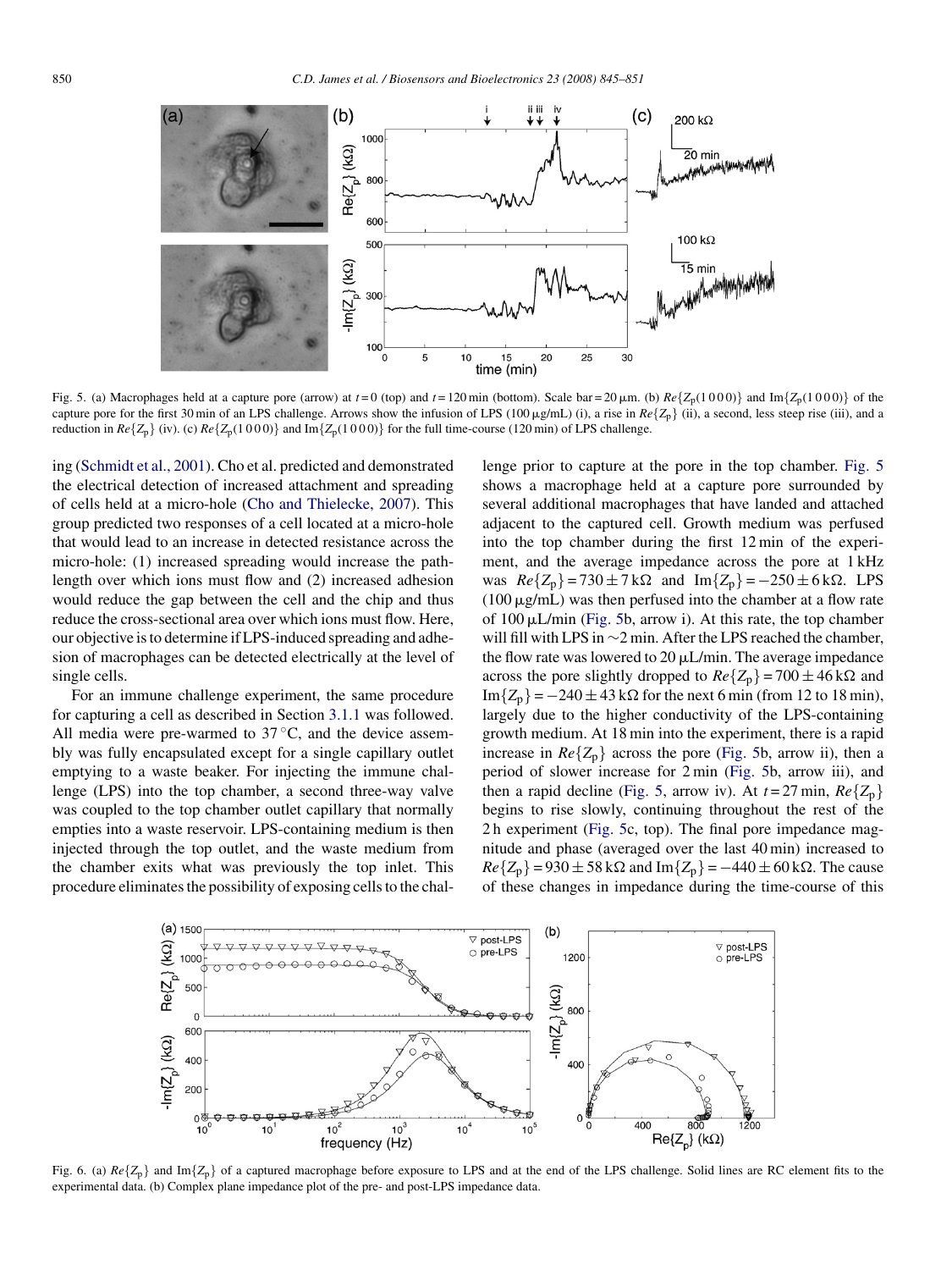Fig. 5. (a) Macrophages held at a capture pore (arrow) at $t = 0$ (top) and $t = 120$ min (bottom). Scale bar = 20 μm. (b) $Re\{Z_p(1000)\}$ and $Im\{Z_p(1000)\}$ of the capture pore for the first 30 min of an LPS challenge. Arrows show the infusion of LPS (100 μg/mL) (i), a rise in $Re\{Z_p\}$ (ii), a second, less steep rise (iii), and a reduction in $Re\{Z_p\}$ (iv). (c) $Re\{Z_p(1000)\}$ and $Im\{Z_p(1000)\}$ for the full time-course (120 min) of LPS challenge.

ing (Schmidt et al., 2001). Cho et al. predicted and demonstrated the electrical detection of increased attachment and spreading of cells held at a micro-hole (Cho and Thielecke, 2007). This group predicted two responses of a cell located at a micro-hole that would lead to an increase in detected resistance across the micro-hole: (1) increased spreading would increase the path-length over which ions must flow and (2) increased adhesion would reduce the gap between the cell and the chip and thus reduce the cross-sectional area over which ions must flow. Here, our objective is to determine if LPS-induced spreading and adhesion of macrophages can be detected electrically at the level of single cells.

For an immune challenge experiment, the same procedure for capturing a cell as described in Section 3.1.1 was followed. All media were pre-warmed to 37 °C, and the device assembly was fully encapsulated except for a single capillary outlet emptying to a waste beaker. For injecting the immune challenge (LPS) into the top chamber, a second three-way valve was coupled to the top chamber outlet capillary that normally empties into a waste reservoir. LPS-containing medium is then injected through the top outlet, and the waste medium from the chamber exits what was previously the top inlet. This procedure eliminates the possibility of exposing cells to the challenge prior to capture at the pore in the top chamber. Fig. 5 shows a macrophage held at a capture pore surrounded by several additional macrophages that have landed and attached adjacent to the captured cell. Growth medium was perfused into the top chamber during the first 12 min of the experiment, and the average impedance across the pore at 1 kHz was $Re\{Z_p\} = 730 \pm 7$ kΩ and $Im\{Z_p\} = -250 \pm 6$ kΩ. LPS (100 μg/mL) was then perfused into the chamber at a flow rate of 100 μL/min (Fig. 5b, arrow i). At this rate, the top chamber will fill with LPS in ∼2 min. After the LPS reached the chamber, the flow rate was lowered to 20 μL/min. The average impedance across the pore slightly dropped to $Re\{Z_p\} = 700 \pm 46$ kΩ and $Im\{Z_p\} = -240 \pm 43$ kΩ for the next 6 min (from 12 to 18 min), largely due to the higher conductivity of the LPS-containing growth medium. At 18 min into the experiment, there is a rapid increase in $Re\{Z_p\}$ across the pore (Fig. 5b, arrow ii), then a period of slower increase for 2 min (Fig. 5b, arrow iii), and then a rapid decline (Fig. 5, arrow iv). At $t = 27$ min, $Re\{Z_p\}$ begins to rise slowly, continuing throughout the rest of the 2 h experiment (Fig. 5c, top). The final pore impedance magnitude and phase (averaged over the last 40 min) increased to $Re\{Z_p\} = 930 \pm 58$ kΩ and $Im\{Z_p\} = -440 \pm 60$ kΩ. The cause of these changes in impedance during the time-course of this

Fig. 6. (a) $Re\{Z_p\}$ and $Im\{Z_p\}$ of a captured macrophage before exposure to LPS and at the end of the LPS challenge. Solid lines are RC element fits to the experimental data. (b) Complex plane impedance plot of the pre- and post-LPS impedance data.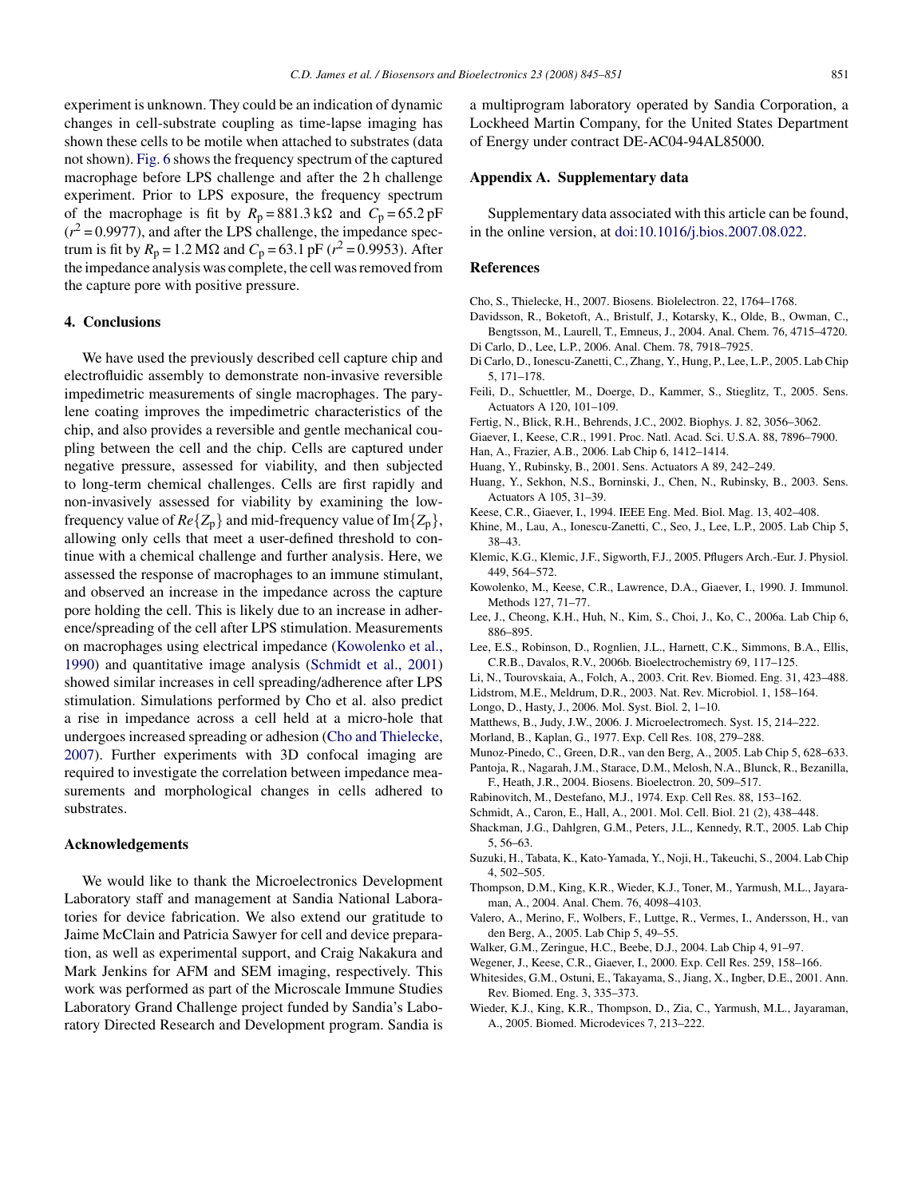experiment is unknown. They could be an indication of dynamic changes in cell-substrate coupling as time-lapse imaging has shown these cells to be motile when attached to substrates (data not shown). Fig. 6 shows the frequency spectrum of the captured macrophage before LPS challenge and after the 2 h challenge experiment. Prior to LPS exposure, the frequency spectrum of the macrophage is fit by $R_p = 881.3\,k\Omega$ and $C_p = 65.2\,pF$ ($r^2 = 0.9977$), and after the LPS challenge, the impedance spectrum is fit by $R_p = 1.2\,M\Omega$ and $C_p = 63.1\,pF$ ($r^2 = 0.9953$). After the impedance analysis was complete, the cell was removed from the capture pore with positive pressure.

## 4. Conclusions

We have used the previously described cell capture chip and electrofluidic assembly to demonstrate non-invasive reversible impedimetric measurements of single macrophages. The parylene coating improves the impedimetric characteristics of the chip, and also provides a reversible and gentle mechanical coupling between the cell and the chip. Cells are captured under negative pressure, assessed for viability, and then subjected to long-term chemical challenges. Cells are first rapidly and non-invasively assessed for viability by examining the low-frequency value of $Re\{Z_p\}$ and mid-frequency value of $\mathrm{Im}\{Z_p\}$, allowing only cells that meet a user-defined threshold to continue with a chemical challenge and further analysis. Here, we assessed the response of macrophages to an immune stimulant, and observed an increase in the impedance across the capture pore holding the cell. This is likely due to an increase in adherence/spreading of the cell after LPS stimulation. Measurements on macrophages using electrical impedance (Kowolenko et al., 1990) and quantitative image analysis (Schmidt et al., 2001) showed similar increases in cell spreading/adherence after LPS stimulation. Simulations performed by Cho et al. also predict a rise in impedance across a cell held at a micro-hole that undergoes increased spreading or adhesion (Cho and Thielecke, 2007). Further experiments with 3D confocal imaging are required to investigate the correlation between impedance measurements and morphological changes in cells adhered to substrates.

## Acknowledgements

We would like to thank the Microelectronics Development Laboratory staff and management at Sandia National Laboratories for device fabrication. We also extend our gratitude to Jaime McClain and Patricia Sawyer for cell and device preparation, as well as experimental support, and Craig Nakakura and Mark Jenkins for AFM and SEM imaging, respectively. This work was performed as part of the Microscale Immune Studies Laboratory Grand Challenge project funded by Sandia's Laboratory Directed Research and Development program. Sandia is a multiprogram laboratory operated by Sandia Corporation, a Lockheed Martin Company, for the United States Department of Energy under contract DE-AC04-94AL85000.

## Appendix A. Supplementary data

Supplementary data associated with this article can be found, in the online version, at doi:10.1016/j.bios.2007.08.022.

## References

Cho, S., Thielecke, H., 2007. Biosens. Biolelectron. 22, 1764–1768.

Davidsson, R., Boketoft, A., Bristulf, J., Kotarsky, K., Olde, B., Owman, C., Bengtsson, M., Laurell, T., Emneus, J., 2004. Anal. Chem. 76, 4715–4720.

Di Carlo, D., Lee, L.P., 2006. Anal. Chem. 78, 7918–7925.

Di Carlo, D., Ionescu-Zanetti, C., Zhang, Y., Hung, P., Lee, L.P., 2005. Lab Chip 5, 171–178.

Feili, D., Schuettler, M., Doerge, D., Kammer, S., Stieglitz, T., 2005. Sens. Actuators A 120, 101–109.

Fertig, N., Blick, R.H., Behrends, J.C., 2002. Biophys. J. 82, 3056–3062.

Giaever, I., Keese, C.R., 1991. Proc. Natl. Acad. Sci. U.S.A. 88, 7896–7900.

Han, A., Frazier, A.B., 2006. Lab Chip 6, 1412–1414.

Huang, Y., Rubinsky, B., 2001. Sens. Actuators A 89, 242–249.

Huang, Y., Sekhon, N.S., Borninski, J., Chen, N., Rubinsky, B., 2003. Sens. Actuators A 105, 31–39.

Keese, C.R., Giaever, I., 1994. IEEE Eng. Med. Biol. Mag. 13, 402–408.

Khine, M., Lau, A., Ionescu-Zanetti, C., Seo, J., Lee, L.P., 2005. Lab Chip 5, 38–43.

Klemic, K.G., Klemic, J.F., Sigworth, F.J., 2005. Pflugers Arch.-Eur. J. Physiol. 449, 564–572.

Kowolenko, M., Keese, C.R., Lawrence, D.A., Giaever, I., 1990. J. Immunol. Methods 127, 71–77.

Lee, J., Cheong, K.H., Huh, N., Kim, S., Choi, J., Ko, C., 2006a. Lab Chip 6, 886–895.

Lee, E.S., Robinson, D., Rognlien, J.L., Harnett, C.K., Simmons, B.A., Ellis, C.R.B., Davalos, R.V., 2006b. Bioelectrochemistry 69, 117–125.

Li, N., Tourovskaia, A., Folch, A., 2003. Crit. Rev. Biomed. Eng. 31, 423–488.

Lidstrom, M.E., Meldrum, D.R., 2003. Nat. Rev. Microbiol. 1, 158–164.

Longo, D., Hasty, J., 2006. Mol. Syst. Biol. 2, 1–10.

Matthews, B., Judy, J.W., 2006. J. Microelectromech. Syst. 15, 214–222.

Morland, B., Kaplan, G., 1977. Exp. Cell Res. 108, 279–288.

Munoz-Pinedo, C., Green, D.R., van den Berg, A., 2005. Lab Chip 5, 628–633.

Pantoja, R., Nagarah, J.M., Starace, D.M., Melosh, N.A., Blunck, R., Bezanilla, F., Heath, J.R., 2004. Biosens. Bioelectron. 20, 509–517.

Rabinovitch, M., Destefano, M.J., 1974. Exp. Cell Res. 88, 153–162.

Schmidt, A., Caron, E., Hall, A., 2001. Mol. Cell. Biol. 21 (2), 438–448.

Shackman, J.G., Dahlgren, G.M., Peters, J.L., Kennedy, R.T., 2005. Lab Chip 5, 56–63.

Suzuki, H., Tabata, K., Kato-Yamada, Y., Noji, H., Takeuchi, S., 2004. Lab Chip 4, 502–505.

Thompson, D.M., King, K.R., Wieder, K.J., Toner, M., Yarmush, M.L., Jayaraman, A., 2004. Anal. Chem. 76, 4098–4103.

Valero, A., Merino, F., Wolbers, F., Luttge, R., Vermes, I., Andersson, H., van den Berg, A., 2005. Lab Chip 5, 49–55.

Walker, G.M., Zeringue, H.C., Beebe, D.J., 2004. Lab Chip 4, 91–97.

Wegener, J., Keese, C.R., Giaever, I., 2000. Exp. Cell Res. 259, 158–166.

Whitesides, G.M., Ostuni, E., Takayama, S., Jiang, X., Ingber, D.E., 2001. Ann. Rev. Biomed. Eng. 3, 335–373.

Wieder, K.J., King, K.R., Thompson, D., Zia, C., Yarmush, M.L., Jayaraman, A., 2005. Biomed. Microdevices 7, 213–222.